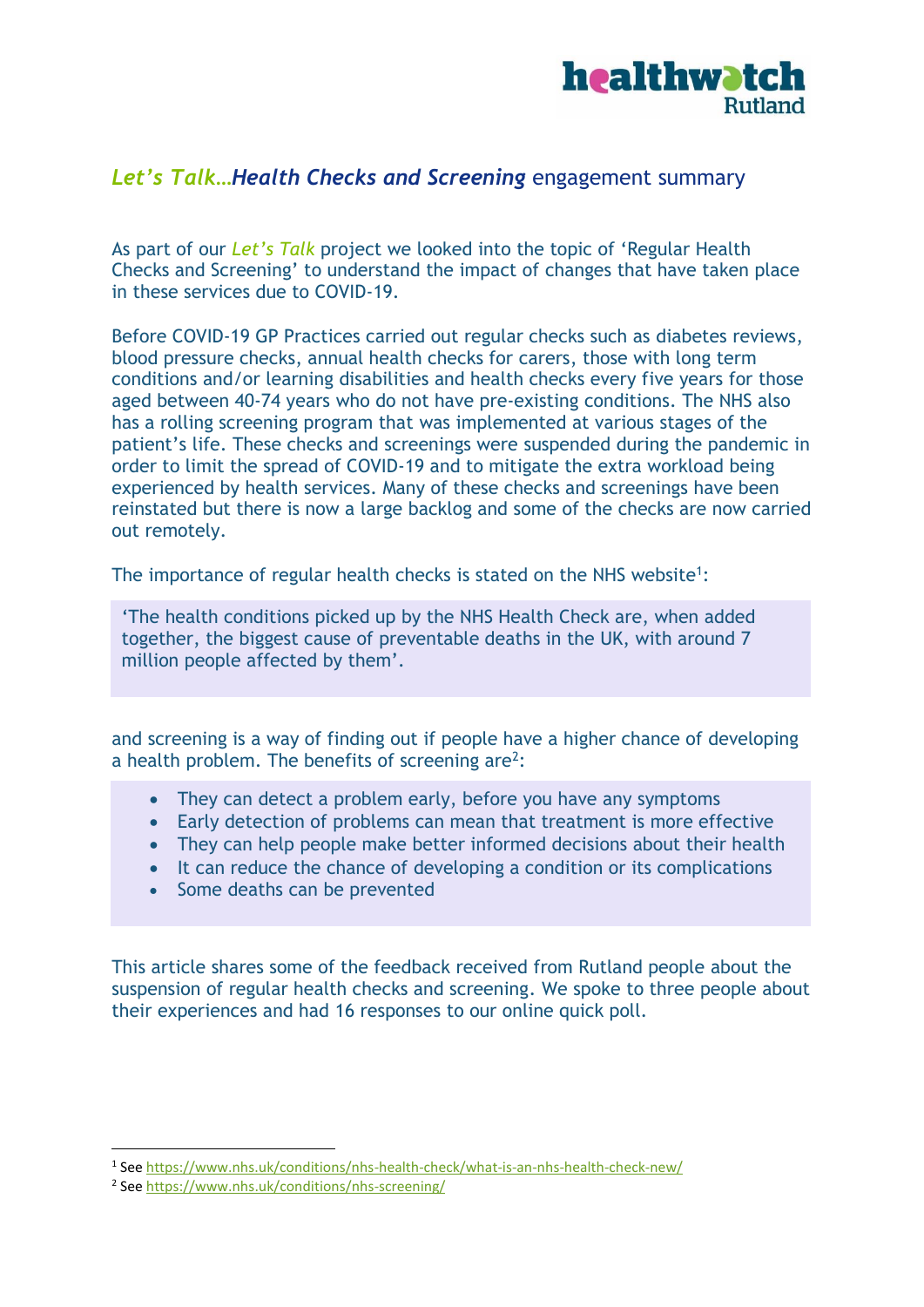## *Let's Talk…**Health Checks and Screening*** engagement summary

As part of our *Let's Talk* project we looked into the topic of 'Regular Health Checks and Screening' to understand the impact of changes that have taken place in these services due to COVID-19.

Before COVID-19 GP Practices carried out regular checks such as diabetes reviews, blood pressure checks, annual health checks for carers, those with long term conditions and/or learning disabilities and health checks every five years for those aged between 40-74 years who do not have pre-existing conditions. The NHS also has a rolling screening program that was implemented at various stages of the patient's life. These checks and screenings were suspended during the pandemic in order to limit the spread of COVID-19 and to mitigate the extra workload being experienced by health services. Many of these checks and screenings have been reinstated but there is now a large backlog and some of the checks are now carried out remotely.

The importance of regular health checks is stated on the NHS website[1]:

> 'The health conditions picked up by the NHS Health Check are, when added together, the biggest cause of preventable deaths in the UK, with around 7 million people affected by them'.

and screening is a way of finding out if people have a higher chance of developing a health problem. The benefits of screening are[2]:

- They can detect a problem early, before you have any symptoms
- Early detection of problems can mean that treatment is more effective
- They can help people make better informed decisions about their health
- It can reduce the chance of developing a condition or its complications
- Some deaths can be prevented

This article shares some of the feedback received from Rutland people about the suspension of regular health checks and screening. We spoke to three people about their experiences and had 16 responses to our online quick poll.

---

[1] See https://www.nhs.uk/conditions/nhs-health-check/what-is-an-nhs-health-check-new/

[2] See https://www.nhs.uk/conditions/nhs-screening/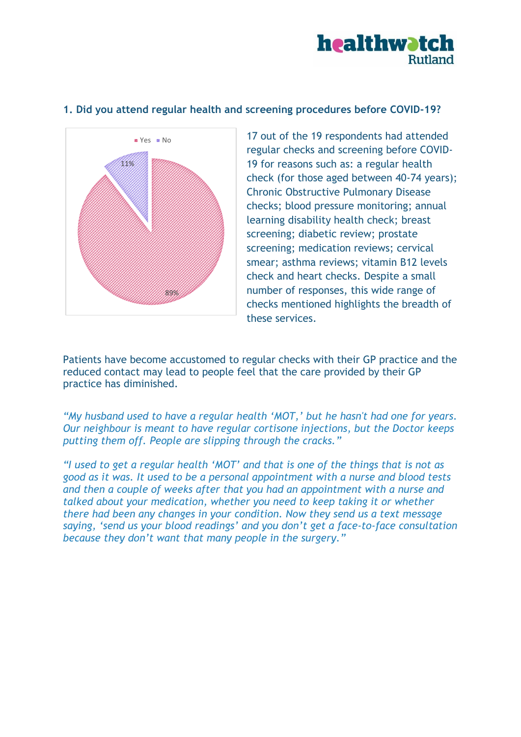## 1. Did you attend regular health and screening procedures before COVID-19?

Yes 89%, No 11%

17 out of the 19 respondents had attended regular checks and screening before COVID-19 for reasons such as: a regular health check (for those aged between 40-74 years); Chronic Obstructive Pulmonary Disease checks; blood pressure monitoring; annual learning disability health check; breast screening; diabetic review; prostate screening; medication reviews; cervical smear; asthma reviews; vitamin B12 levels check and heart checks. Despite a small number of responses, this wide range of checks mentioned highlights the breadth of these services.

Patients have become accustomed to regular checks with their GP practice and the reduced contact may lead to people feel that the care provided by their GP practice has diminished.

*"My husband used to have a regular health 'MOT,' but he hasn't had one for years. Our neighbour is meant to have regular cortisone injections, but the Doctor keeps putting them off. People are slipping through the cracks."*

*"I used to get a regular health 'MOT' and that is one of the things that is not as good as it was. It used to be a personal appointment with a nurse and blood tests and then a couple of weeks after that you had an appointment with a nurse and talked about your medication, whether you need to keep taking it or whether there had been any changes in your condition. Now they send us a text message saying, 'send us your blood readings' and you don't get a face-to-face consultation because they don't want that many people in the surgery."*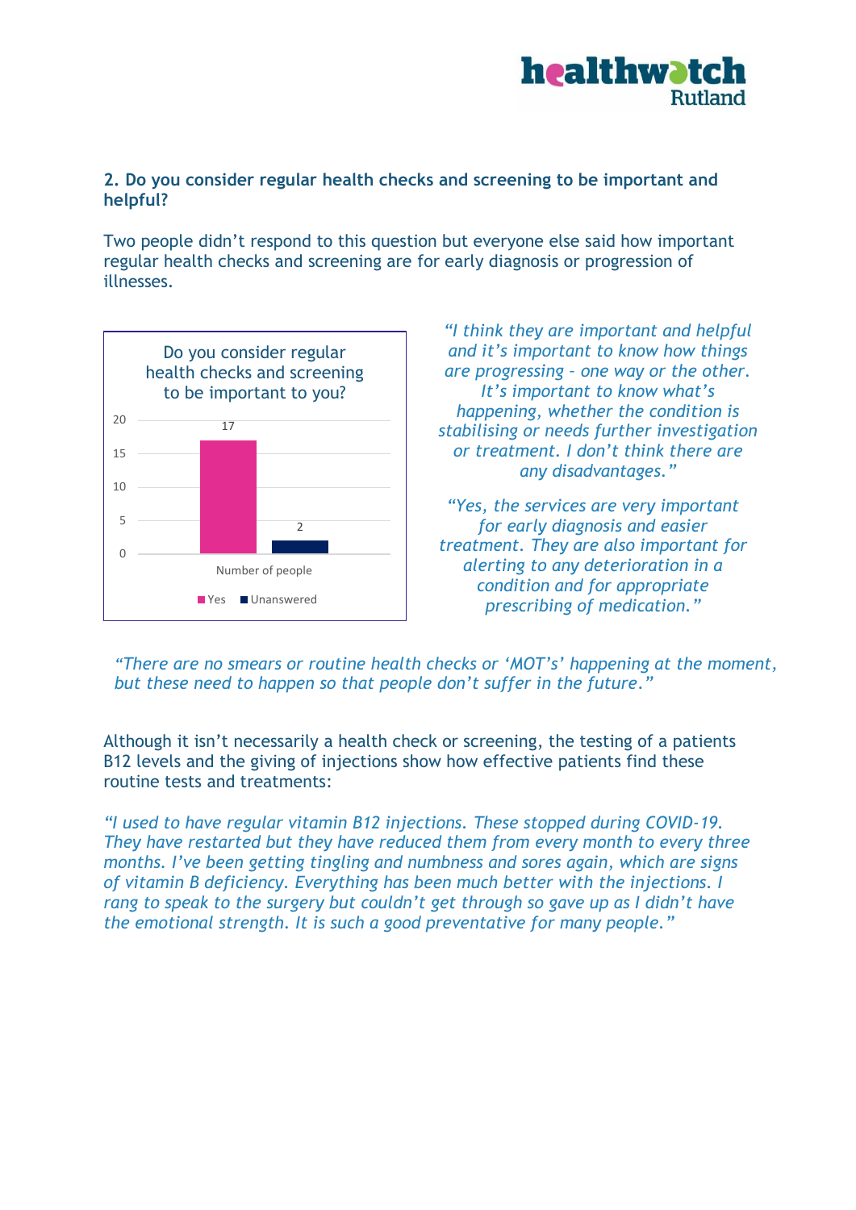### 2. Do you consider regular health checks and screening to be important and helpful?

Two people didn't respond to this question but everyone else said how important regular health checks and screening are for early diagnosis or progression of illnesses.

Do you consider regular health checks and screening to be important to you?

| Number of people | Yes | Unanswered |
|---|---|---|
| | 17 | 2 |

*"I think they are important and helpful and it's important to know how things are progressing - one way or the other. It's important to know what's happening, whether the condition is stabilising or needs further investigation or treatment. I don't think there are any disadvantages."*

*"Yes, the services are very important for early diagnosis and easier treatment. They are also important for alerting to any deterioration in a condition and for appropriate prescribing of medication."*

*"There are no smears or routine health checks or 'MOT's' happening at the moment, but these need to happen so that people don't suffer in the future."*

Although it isn't necessarily a health check or screening, the testing of a patients B12 levels and the giving of injections show how effective patients find these routine tests and treatments:

*"I used to have regular vitamin B12 injections. These stopped during COVID-19. They have restarted but they have reduced them from every month to every three months. I've been getting tingling and numbness and sores again, which are signs of vitamin B deficiency. Everything has been much better with the injections. I rang to speak to the surgery but couldn't get through so gave up as I didn't have the emotional strength. It is such a good preventative for many people."*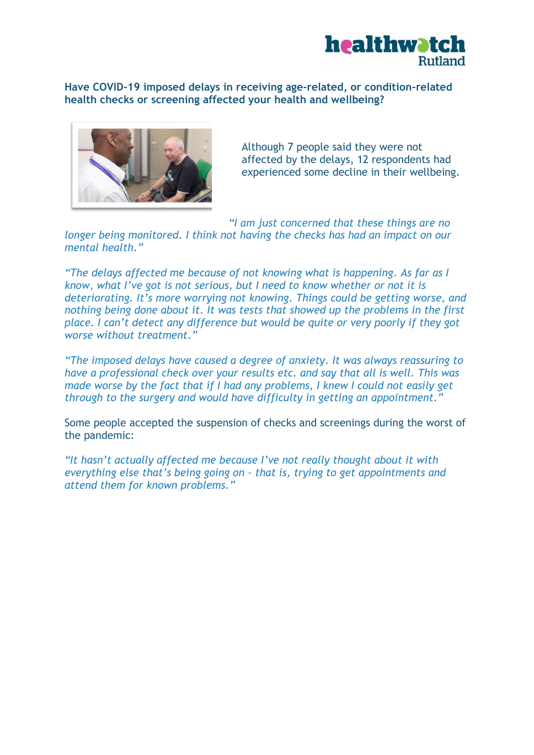**Have COVID-19 imposed delays in receiving age-related, or condition-related health checks or screening affected your health and wellbeing?**

Although 7 people said they were not affected by the delays, 12 respondents had experienced some decline in their wellbeing.

*"I am just concerned that these things are no longer being monitored. I think not having the checks has had an impact on our mental health."*

*"The delays affected me because of not knowing what is happening. As far as I know, what I've got is not serious, but I need to know whether or not it is deteriorating. It's more worrying not knowing. Things could be getting worse, and nothing being done about it. It was tests that showed up the problems in the first place. I can't detect any difference but would be quite or very poorly if they got worse without treatment."*

*"The imposed delays have caused a degree of anxiety. It was always reassuring to have a professional check over your results etc. and say that all is well. This was made worse by the fact that if I had any problems, I knew I could not easily get through to the surgery and would have difficulty in getting an appointment."*

Some people accepted the suspension of checks and screenings during the worst of the pandemic:

*"It hasn't actually affected me because I've not really thought about it with everything else that's being going on – that is, trying to get appointments and attend them for known problems."*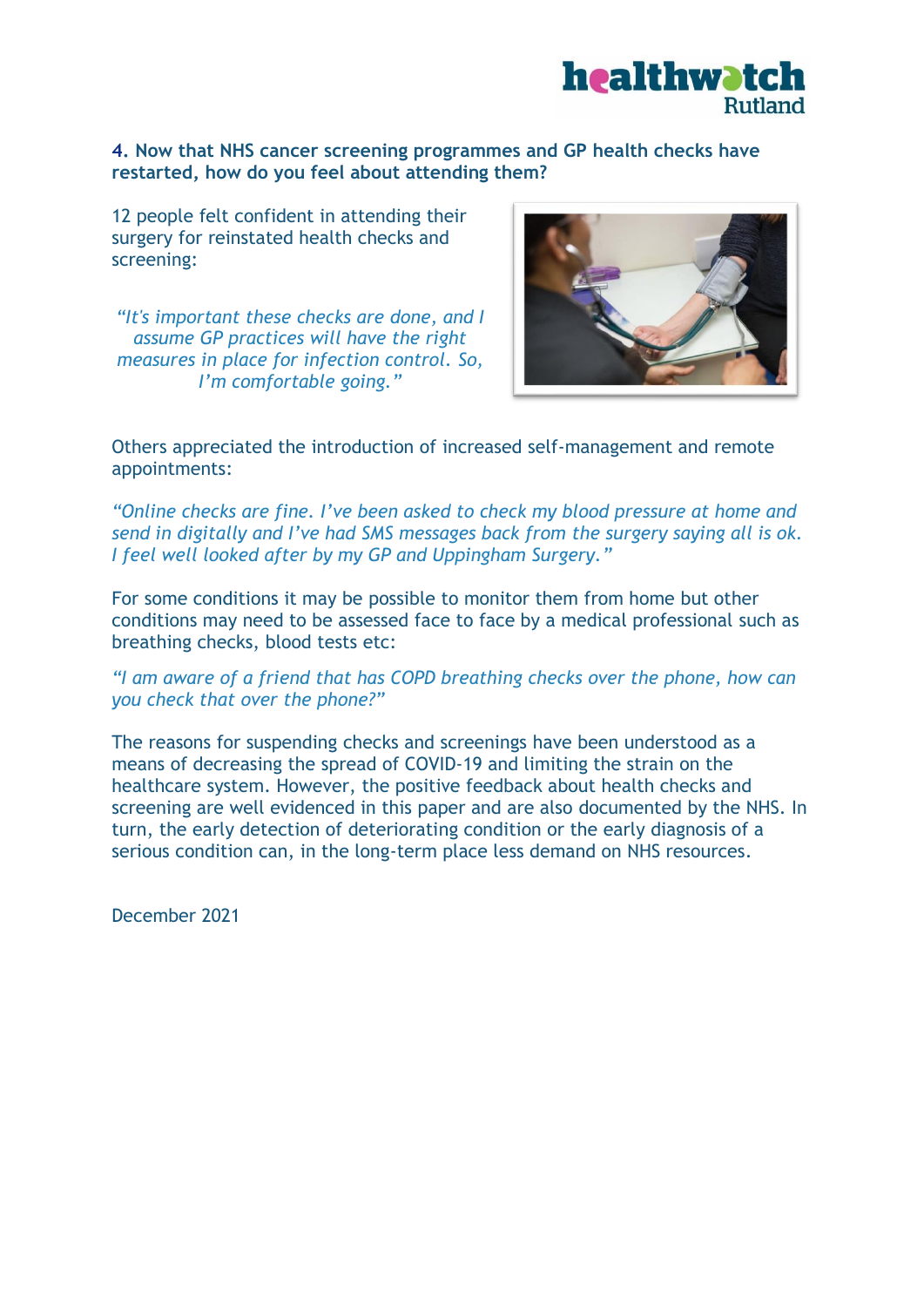### 4. Now that NHS cancer screening programmes and GP health checks have restarted, how do you feel about attending them?

12 people felt confident in attending their surgery for reinstated health checks and screening:

*"It's important these checks are done, and I assume GP practices will have the right measures in place for infection control. So, I'm comfortable going."*

Others appreciated the introduction of increased self-management and remote appointments:

*"Online checks are fine. I've been asked to check my blood pressure at home and send in digitally and I've had SMS messages back from the surgery saying all is ok. I feel well looked after by my GP and Uppingham Surgery."*

For some conditions it may be possible to monitor them from home but other conditions may need to be assessed face to face by a medical professional such as breathing checks, blood tests etc:

*"I am aware of a friend that has COPD breathing checks over the phone, how can you check that over the phone?"*

The reasons for suspending checks and screenings have been understood as a means of decreasing the spread of COVID-19 and limiting the strain on the healthcare system. However, the positive feedback about health checks and screening are well evidenced in this paper and are also documented by the NHS. In turn, the early detection of deteriorating condition or the early diagnosis of a serious condition can, in the long-term place less demand on NHS resources.

December 2021